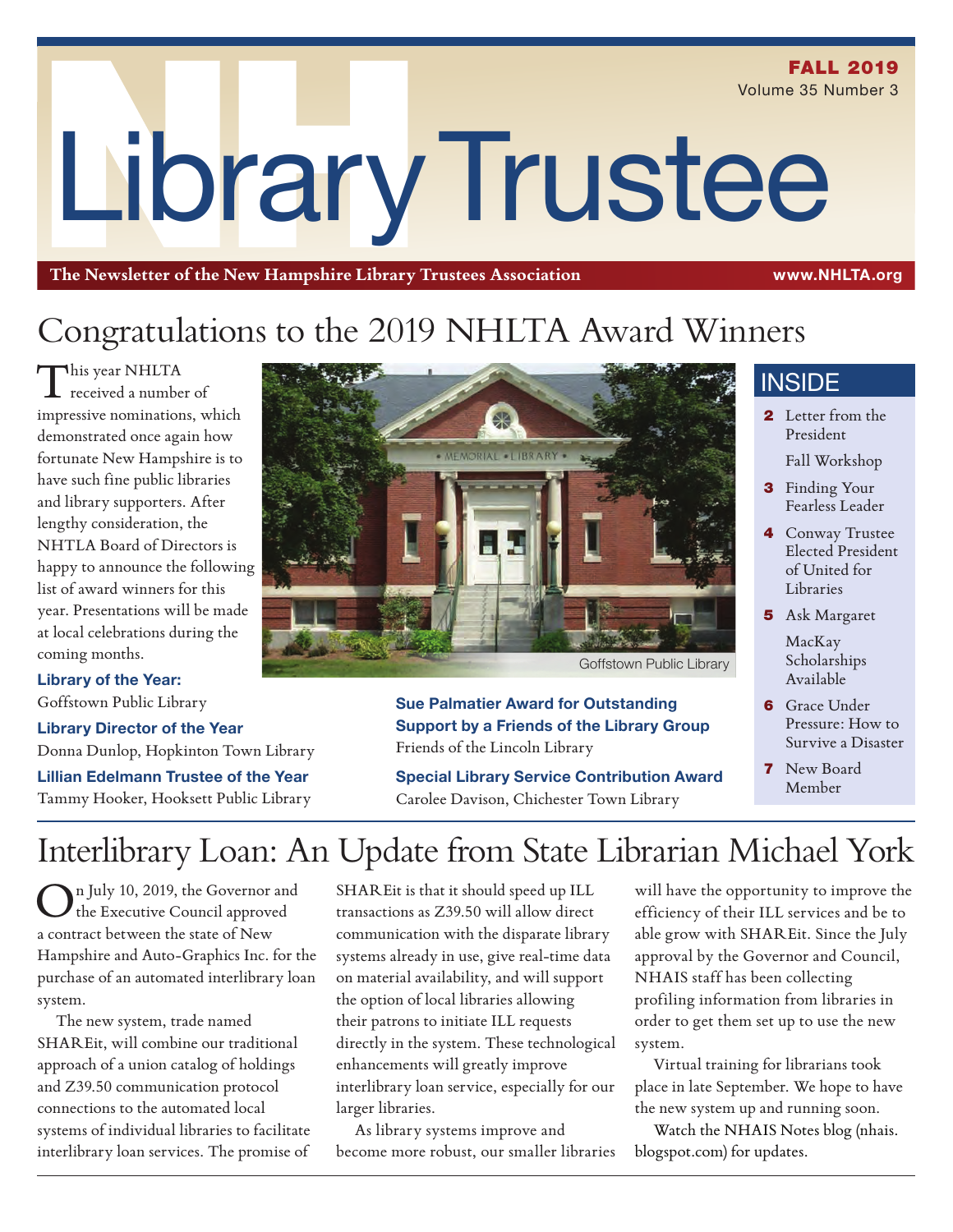FALL 2019
Volume 35 Number 3

# Library Trustee

**The Newsletter of the New Hampshire Library Trustees Association** www.NHLTA.org

## Congratulations to the 2019 NHLTA Award Winners

This year NHLTA received a number of impressive nominations, which demonstrated once again how fortunate New Hampshire is to have such fine public libraries and library supporters. After lengthy consideration, the NHTLA Board of Directors is happy to announce the following list of award winners for this year. Presentations will be made at local celebrations during the coming months.

**Library of the Year:**
Goffstown Public Library

**Library Director of the Year**
Donna Dunlop, Hopkinton Town Library

**Lillian Edelmann Trustee of the Year**
Tammy Hooker, Hooksett Public Library

Goffstown Public Library

**Sue Palmatier Award for Outstanding Support by a Friends of the Library Group**
Friends of the Lincoln Library

**Special Library Service Contribution Award**
Carolee Davison, Chichester Town Library

### INSIDE

- **2** Letter from the President
  - Fall Workshop
- **3** Finding Your Fearless Leader
- **4** Conway Trustee Elected President of United for Libraries
- **5** Ask Margaret
  - MacKay Scholarships Available
- **6** Grace Under Pressure: How to Survive a Disaster
- **7** New Board Member

## Interlibrary Loan: An Update from State Librarian Michael York

On July 10, 2019, the Governor and the Executive Council approved a contract between the state of New Hampshire and Auto-Graphics Inc. for the purchase of an automated interlibrary loan system.

The new system, trade named SHAREit, will combine our traditional approach of a union catalog of holdings and Z39.50 communication protocol connections to the automated local systems of individual libraries to facilitate interlibrary loan services. The promise of SHAREit is that it should speed up ILL transactions as Z39.50 will allow direct communication with the disparate library systems already in use, give real-time data on material availability, and will support the option of local libraries allowing their patrons to initiate ILL requests directly in the system. These technological enhancements will greatly improve interlibrary loan service, especially for our larger libraries.

As library systems improve and become more robust, our smaller libraries will have the opportunity to improve the efficiency of their ILL services and be to able grow with SHAREit. Since the July approval by the Governor and Council, NHAIS staff has been collecting profiling information from libraries in order to get them set up to use the new system.

Virtual training for librarians took place in late September. We hope to have the new system up and running soon.

Watch the NHAIS Notes blog (nhais.blogspot.com) for updates.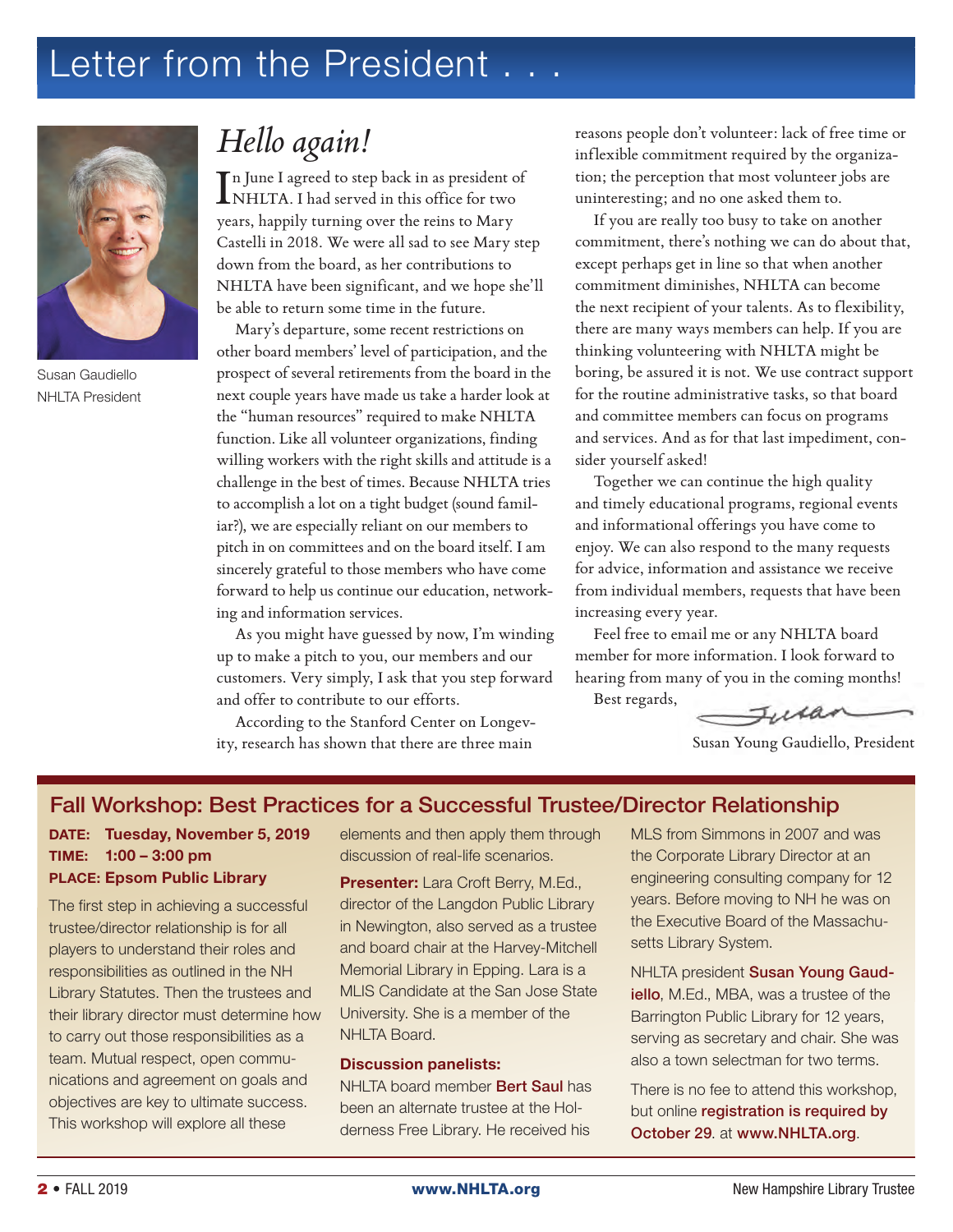# Letter from the President . . .

Susan Gaudiello
NHLTA President

## *Hello again!*

In June I agreed to step back in as president of NHLTA. I had served in this office for two years, happily turning over the reins to Mary Castelli in 2018. We were all sad to see Mary step down from the board, as her contributions to NHLTA have been significant, and we hope she'll be able to return some time in the future.

Mary's departure, some recent restrictions on other board members' level of participation, and the prospect of several retirements from the board in the next couple years have made us take a harder look at the "human resources" required to make NHLTA function. Like all volunteer organizations, finding willing workers with the right skills and attitude is a challenge in the best of times. Because NHLTA tries to accomplish a lot on a tight budget (sound familiar?), we are especially reliant on our members to pitch in on committees and on the board itself. I am sincerely grateful to those members who have come forward to help us continue our education, networking and information services.

As you might have guessed by now, I'm winding up to make a pitch to you, our members and our customers. Very simply, I ask that you step forward and offer to contribute to our efforts.

According to the Stanford Center on Longevity, research has shown that there are three main reasons people don't volunteer: lack of free time or inflexible commitment required by the organization; the perception that most volunteer jobs are uninteresting; and no one asked them to.

If you are really too busy to take on another commitment, there's nothing we can do about that, except perhaps get in line so that when another commitment diminishes, NHLTA can become the next recipient of your talents. As to flexibility, there are many ways members can help. If you are thinking volunteering with NHLTA might be boring, be assured it is not. We use contract support for the routine administrative tasks, so that board and committee members can focus on programs and services. And as for that last impediment, consider yourself asked!

Together we can continue the high quality and timely educational programs, regional events and informational offerings you have come to enjoy. We can also respond to the many requests for advice, information and assistance we receive from individual members, requests that have been increasing every year.

Feel free to email me or any NHLTA board member for more information. I look forward to hearing from many of you in the coming months!

Best regards,

Susan

Susan Young Gaudiello, President

## Fall Workshop: Best Practices for a Successful Trustee/Director Relationship

**DATE: Tuesday, November 5, 2019**
**TIME: 1:00 – 3:00 pm**
**PLACE: Epsom Public Library**

The first step in achieving a successful trustee/director relationship is for all players to understand their roles and responsibilities as outlined in the NH Library Statutes. Then the trustees and their library director must determine how to carry out those responsibilities as a team. Mutual respect, open communications and agreement on goals and objectives are key to ultimate success. This workshop will explore all these elements and then apply them through discussion of real-life scenarios.

**Presenter:** Lara Croft Berry, M.Ed., director of the Langdon Public Library in Newington, also served as a trustee and board chair at the Harvey-Mitchell Memorial Library in Epping. Lara is a MLIS Candidate at the San Jose State University. She is a member of the NHLTA Board.

**Discussion panelists:**

NHLTA board member **Bert Saul** has been an alternate trustee at the Holderness Free Library. He received his MLS from Simmons in 2007 and was the Corporate Library Director at an engineering consulting company for 12 years. Before moving to NH he was on the Executive Board of the Massachusetts Library System.

NHLTA president **Susan Young Gaudiello**, M.Ed., MBA, was a trustee of the Barrington Public Library for 12 years, serving as secretary and chair. She was also a town selectman for two terms.

There is no fee to attend this workshop, but online **registration is required by October 29**. at **www.NHLTA.org**.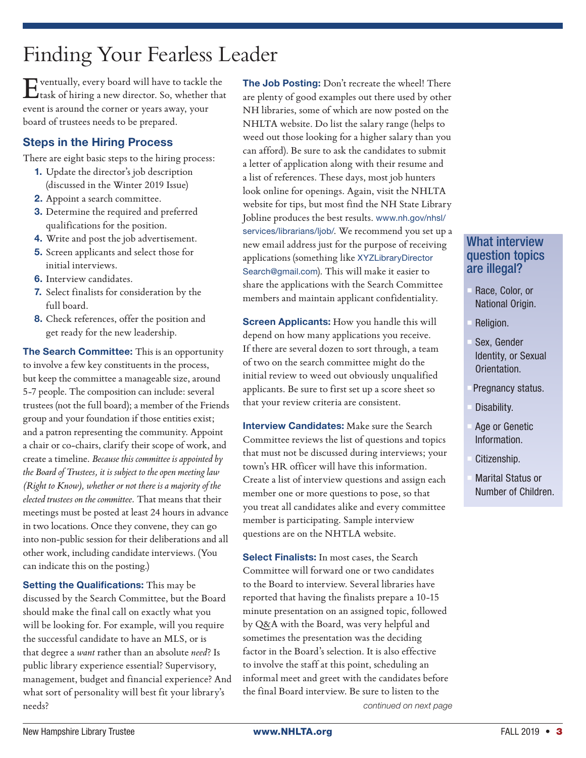# Finding Your Fearless Leader

Eventually, every board will have to tackle the task of hiring a new director. So, whether that event is around the corner or years away, your board of trustees needs to be prepared.

## Steps in the Hiring Process

There are eight basic steps to the hiring process:

1. Update the director's job description (discussed in the Winter 2019 Issue)
2. Appoint a search committee.
3. Determine the required and preferred qualifications for the position.
4. Write and post the job advertisement.
5. Screen applicants and select those for initial interviews.
6. Interview candidates.
7. Select finalists for consideration by the full board.
8. Check references, offer the position and get ready for the new leadership.

**The Search Committee:** This is an opportunity to involve a few key constituents in the process, but keep the committee a manageable size, around 5-7 people. The composition can include: several trustees (not the full board); a member of the Friends group and your foundation if those entities exist; and a patron representing the community. Appoint a chair or co-chairs, clarify their scope of work, and create a timeline. *Because this committee is appointed by the Board of Trustees, it is subject to the open meeting law (Right to Know), whether or not there is a majority of the elected trustees on the committee.* That means that their meetings must be posted at least 24 hours in advance in two locations. Once they convene, they can go into non-public session for their deliberations and all other work, including candidate interviews. (You can indicate this on the posting.)

**Setting the Qualifications:** This may be discussed by the Search Committee, but the Board should make the final call on exactly what you will be looking for. For example, will you require the successful candidate to have an MLS, or is that degree a *want* rather than an absolute *need*? Is public library experience essential? Supervisory, management, budget and financial experience? And what sort of personality will best fit your library's needs?

**The Job Posting:** Don't recreate the wheel! There are plenty of good examples out there used by other NH libraries, some of which are now posted on the NHLTA website. Do list the salary range (helps to weed out those looking for a higher salary than you can afford). Be sure to ask the candidates to submit a letter of application along with their resume and a list of references. These days, most job hunters look online for openings. Again, visit the NHLTA website for tips, but most find the NH State Library Jobline produces the best results. www.nh.gov/nhsl/services/librarians/ljob/. We recommend you set up a new email address just for the purpose of receiving applications (something like XYZLibraryDirectorSearch@gmail.com). This will make it easier to share the applications with the Search Committee members and maintain applicant confidentiality.

**Screen Applicants:** How you handle this will depend on how many applications you receive. If there are several dozen to sort through, a team of two on the search committee might do the initial review to weed out obviously unqualified applicants. Be sure to first set up a score sheet so that your review criteria are consistent.

**Interview Candidates:** Make sure the Search Committee reviews the list of questions and topics that must not be discussed during interviews; your town's HR officer will have this information. Create a list of interview questions and assign each member one or more questions to pose, so that you treat all candidates alike and every committee member is participating. Sample interview questions are on the NHTLA website.

**Select Finalists:** In most cases, the Search Committee will forward one or two candidates to the Board to interview. Several libraries have reported that having the finalists prepare a 10-15 minute presentation on an assigned topic, followed by Q&A with the Board, was very helpful and sometimes the presentation was the deciding factor in the Board's selection. It is also effective to involve the staff at this point, scheduling an informal meet and greet with the candidates before the final Board interview. Be sure to listen to the

*continued on next page*

### What interview question topics are illegal?

- Race, Color, or National Origin.
- Religion.
- Sex, Gender Identity, or Sexual Orientation.
- Pregnancy status.
- Disability.
- Age or Genetic Information.
- Citizenship.
- Marital Status or Number of Children.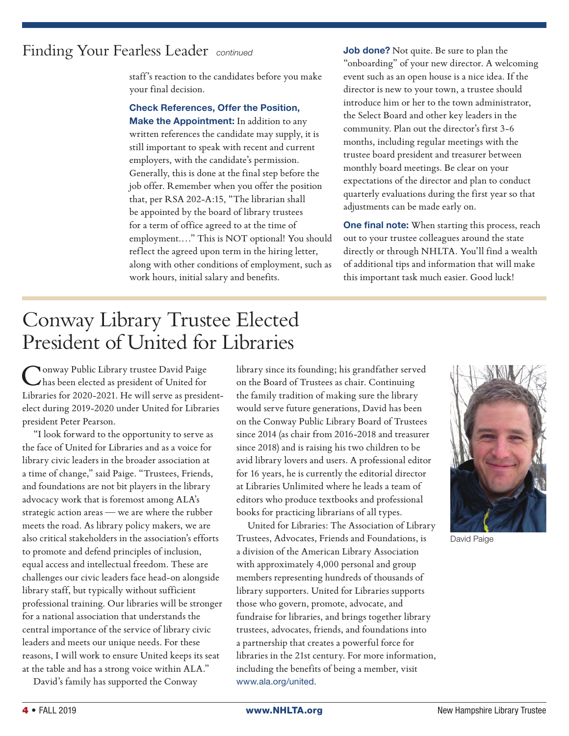## Finding Your Fearless Leader *continued*

staff's reaction to the candidates before you make your final decision.

**Check References, Offer the Position, Make the Appointment:** In addition to any written references the candidate may supply, it is still important to speak with recent and current employers, with the candidate's permission. Generally, this is done at the final step before the job offer. Remember when you offer the position that, per RSA 202-A:15, "The librarian shall be appointed by the board of library trustees for a term of office agreed to at the time of employment…." This is NOT optional! You should reflect the agreed upon term in the hiring letter, along with other conditions of employment, such as work hours, initial salary and benefits.

**Job done?** Not quite. Be sure to plan the "onboarding" of your new director. A welcoming event such as an open house is a nice idea. If the director is new to your town, a trustee should introduce him or her to the town administrator, the Select Board and other key leaders in the community. Plan out the director's first 3-6 months, including regular meetings with the trustee board president and treasurer between monthly board meetings. Be clear on your expectations of the director and plan to conduct quarterly evaluations during the first year so that adjustments can be made early on.

**One final note:** When starting this process, reach out to your trustee colleagues around the state directly or through NHLTA. You'll find a wealth of additional tips and information that will make this important task much easier. Good luck!

# Conway Library Trustee Elected President of United for Libraries

Conway Public Library trustee David Paige has been elected as president of United for Libraries for 2020-2021. He will serve as president-elect during 2019-2020 under United for Libraries president Peter Pearson.

"I look forward to the opportunity to serve as the face of United for Libraries and as a voice for library civic leaders in the broader association at a time of change," said Paige. "Trustees, Friends, and foundations are not bit players in the library advocacy work that is foremost among ALA's strategic action areas — we are where the rubber meets the road. As library policy makers, we are also critical stakeholders in the association's efforts to promote and defend principles of inclusion, equal access and intellectual freedom. These are challenges our civic leaders face head-on alongside library staff, but typically without sufficient professional training. Our libraries will be stronger for a national association that understands the central importance of the service of library civic leaders and meets our unique needs. For these reasons, I will work to ensure United keeps its seat at the table and has a strong voice within ALA."

David's family has supported the Conway library since its founding; his grandfather served on the Board of Trustees as chair. Continuing the family tradition of making sure the library would serve future generations, David has been on the Conway Public Library Board of Trustees since 2014 (as chair from 2016-2018 and treasurer since 2018) and is raising his two children to be avid library lovers and users. A professional editor for 16 years, he is currently the editorial director at Libraries Unlimited where he leads a team of editors who produce textbooks and professional books for practicing librarians of all types.

United for Libraries: The Association of Library Trustees, Advocates, Friends and Foundations, is a division of the American Library Association with approximately 4,000 personal and group members representing hundreds of thousands of library supporters. United for Libraries supports those who govern, promote, advocate, and fundraise for libraries, and brings together library trustees, advocates, friends, and foundations into a partnership that creates a powerful force for libraries in the 21st century. For more information, including the benefits of being a member, visit www.ala.org/united.

David Paige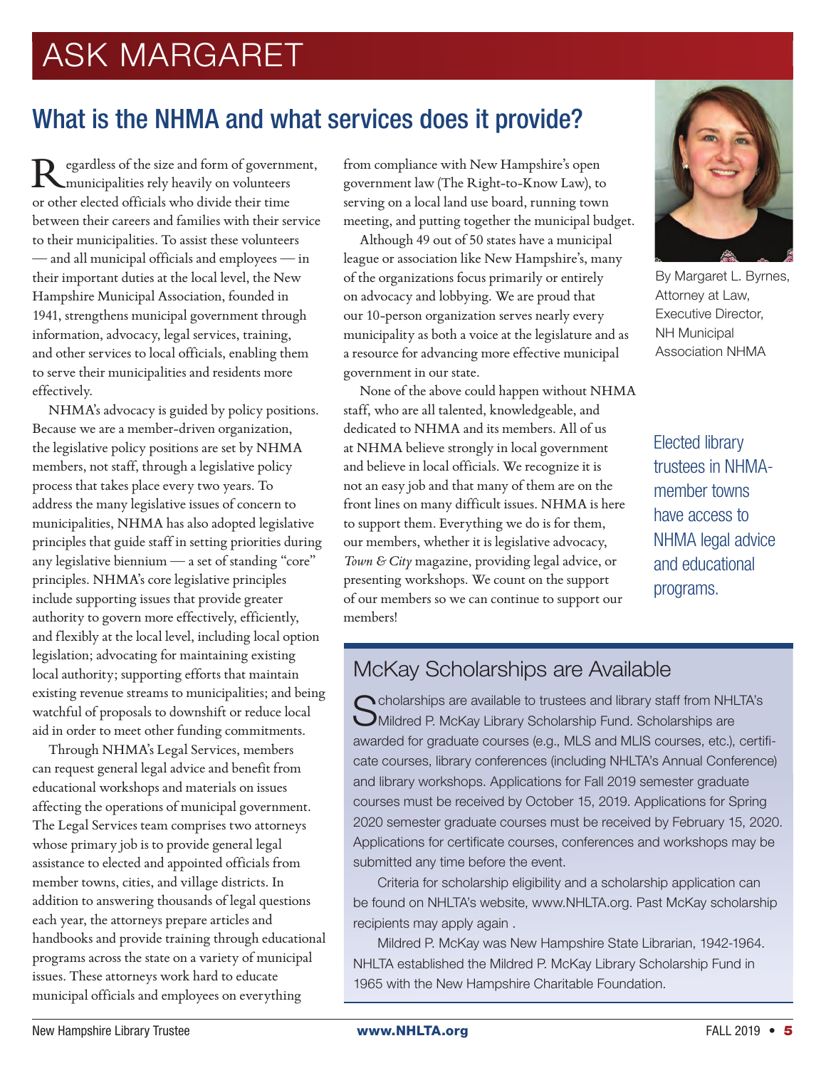# ASK MARGARET

## What is the NHMA and what services does it provide?

By Margaret L. Byrnes, Attorney at Law, Executive Director, NH Municipal Association NHMA

Regardless of the size and form of government, municipalities rely heavily on volunteers or other elected officials who divide their time between their careers and families with their service to their municipalities. To assist these volunteers — and all municipal officials and employees — in their important duties at the local level, the New Hampshire Municipal Association, founded in 1941, strengthens municipal government through information, advocacy, legal services, training, and other services to local officials, enabling them to serve their municipalities and residents more effectively.

NHMA's advocacy is guided by policy positions. Because we are a member-driven organization, the legislative policy positions are set by NHMA members, not staff, through a legislative policy process that takes place every two years. To address the many legislative issues of concern to municipalities, NHMA has also adopted legislative principles that guide staff in setting priorities during any legislative biennium — a set of standing "core" principles. NHMA's core legislative principles include supporting issues that provide greater authority to govern more effectively, efficiently, and flexibly at the local level, including local option legislation; advocating for maintaining existing local authority; supporting efforts that maintain existing revenue streams to municipalities; and being watchful of proposals to downshift or reduce local aid in order to meet other funding commitments.

Through NHMA's Legal Services, members can request general legal advice and benefit from educational workshops and materials on issues affecting the operations of municipal government. The Legal Services team comprises two attorneys whose primary job is to provide general legal assistance to elected and appointed officials from member towns, cities, and village districts. In addition to answering thousands of legal questions each year, the attorneys prepare articles and handbooks and provide training through educational programs across the state on a variety of municipal issues. These attorneys work hard to educate municipal officials and employees on everything from compliance with New Hampshire's open government law (The Right-to-Know Law), to serving on a local land use board, running town meeting, and putting together the municipal budget.

Although 49 out of 50 states have a municipal league or association like New Hampshire's, many of the organizations focus primarily or entirely on advocacy and lobbying. We are proud that our 10-person organization serves nearly every municipality as both a voice at the legislature and as a resource for advancing more effective municipal government in our state.

None of the above could happen without NHMA staff, who are all talented, knowledgeable, and dedicated to NHMA and its members. All of us at NHMA believe strongly in local government and believe in local officials. We recognize it is not an easy job and that many of them are on the front lines on many difficult issues. NHMA is here to support them. Everything we do is for them, our members, whether it is legislative advocacy, *Town & City* magazine, providing legal advice, or presenting workshops. We count on the support of our members so we can continue to support our members!

Elected library trustees in NHMA-member towns have access to NHMA legal advice and educational programs.

## McKay Scholarships are Available

Scholarships are available to trustees and library staff from NHLTA's Mildred P. McKay Library Scholarship Fund. Scholarships are awarded for graduate courses (e.g., MLS and MLIS courses, etc.), certificate courses, library conferences (including NHLTA's Annual Conference) and library workshops. Applications for Fall 2019 semester graduate courses must be received by October 15, 2019. Applications for Spring 2020 semester graduate courses must be received by February 15, 2020. Applications for certificate courses, conferences and workshops may be submitted any time before the event.

Criteria for scholarship eligibility and a scholarship application can be found on NHLTA's website, www.NHLTA.org. Past McKay scholarship recipients may apply again .

Mildred P. McKay was New Hampshire State Librarian, 1942-1964. NHLTA established the Mildred P. McKay Library Scholarship Fund in 1965 with the New Hampshire Charitable Foundation.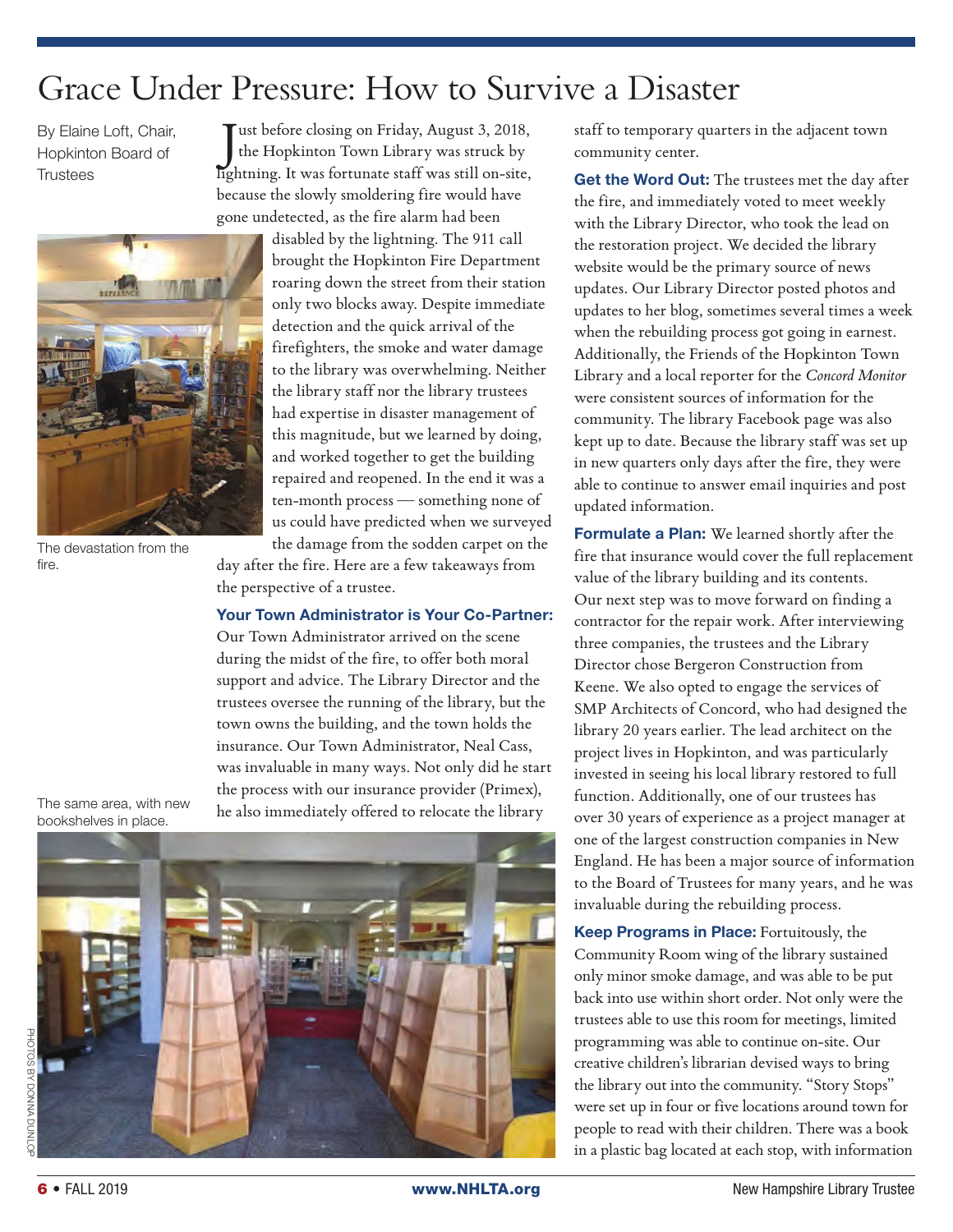# Grace Under Pressure: How to Survive a Disaster

By Elaine Loft, Chair, Hopkinton Board of Trustees

Just before closing on Friday, August 3, 2018, the Hopkinton Town Library was struck by lightning. It was fortunate staff was still on-site, because the slowly smoldering fire would have gone undetected, as the fire alarm had been disabled by the lightning. The 911 call brought the Hopkinton Fire Department roaring down the street from their station only two blocks away. Despite immediate detection and the quick arrival of the firefighters, the smoke and water damage to the library was overwhelming. Neither the library staff nor the library trustees had expertise in disaster management of this magnitude, but we learned by doing, and worked together to get the building repaired and reopened. In the end it was a ten-month process — something none of us could have predicted when we surveyed the damage from the sodden carpet on the day after the fire. Here are a few takeaways from the perspective of a trustee.

The devastation from the fire.

The same area, with new bookshelves in place.

PHOTOS BY DONNA DUNLOP

**Your Town Administrator is Your Co-Partner:** Our Town Administrator arrived on the scene during the midst of the fire, to offer both moral support and advice. The Library Director and the trustees oversee the running of the library, but the town owns the building, and the town holds the insurance. Our Town Administrator, Neal Cass, was invaluable in many ways. Not only did he start the process with our insurance provider (Primex), he also immediately offered to relocate the library staff to temporary quarters in the adjacent town community center.

**Get the Word Out:** The trustees met the day after the fire, and immediately voted to meet weekly with the Library Director, who took the lead on the restoration project. We decided the library website would be the primary source of news updates. Our Library Director posted photos and updates to her blog, sometimes several times a week when the rebuilding process got going in earnest. Additionally, the Friends of the Hopkinton Town Library and a local reporter for the *Concord Monitor* were consistent sources of information for the community. The library Facebook page was also kept up to date. Because the library staff was set up in new quarters only days after the fire, they were able to continue to answer email inquiries and post updated information.

**Formulate a Plan:** We learned shortly after the fire that insurance would cover the full replacement value of the library building and its contents. Our next step was to move forward on finding a contractor for the repair work. After interviewing three companies, the trustees and the Library Director chose Bergeron Construction from Keene. We also opted to engage the services of SMP Architects of Concord, who had designed the library 20 years earlier. The lead architect on the project lives in Hopkinton, and was particularly invested in seeing his local library restored to full function. Additionally, one of our trustees has over 30 years of experience as a project manager at one of the largest construction companies in New England. He has been a major source of information to the Board of Trustees for many years, and he was invaluable during the rebuilding process.

**Keep Programs in Place:** Fortuitously, the Community Room wing of the library sustained only minor smoke damage, and was able to be put back into use within short order. Not only were the trustees able to use this room for meetings, limited programming was able to continue on-site. Our creative children's librarian devised ways to bring the library out into the community. "Story Stops" were set up in four or five locations around town for people to read with their children. There was a book in a plastic bag located at each stop, with information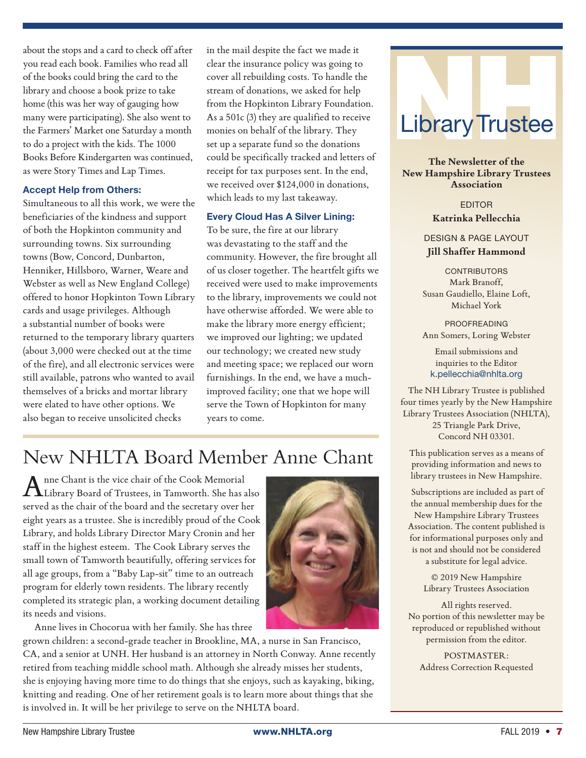about the stops and a card to check off after you read each book. Families who read all of the books could bring the card to the library and choose a book prize to take home (this was her way of gauging how many were participating). She also went to the Farmers' Market one Saturday a month to do a project with the kids. The 1000 Books Before Kindergarten was continued, as were Story Times and Lap Times.

### Accept Help from Others:

Simultaneous to all this work, we were the beneficiaries of the kindness and support of both the Hopkinton community and surrounding towns. Six surrounding towns (Bow, Concord, Dunbarton, Henniker, Hillsboro, Warner, Weare and Webster as well as New England College) offered to honor Hopkinton Town Library cards and usage privileges. Although a substantial number of books were returned to the temporary library quarters (about 3,000 were checked out at the time of the fire), and all electronic services were still available, patrons who wanted to avail themselves of a bricks and mortar library were elated to have other options. We also began to receive unsolicited checks in the mail despite the fact we made it clear the insurance policy was going to cover all rebuilding costs. To handle the stream of donations, we asked for help from the Hopkinton Library Foundation. As a 501c (3) they are qualified to receive monies on behalf of the library. They set up a separate fund so the donations could be specifically tracked and letters of receipt for tax purposes sent. In the end, we received over $124,000 in donations, which leads to my last takeaway.

### Every Cloud Has A Silver Lining:

To be sure, the fire at our library was devastating to the staff and the community. However, the fire brought all of us closer together. The heartfelt gifts we received were used to make improvements to the library, improvements we could not have otherwise afforded. We were able to make the library more energy efficient; we improved our lighting; we updated our technology; we created new study and meeting space; we replaced our worn furnishings. In the end, we have a much-improved facility; one that we hope will serve the Town of Hopkinton for many years to come.

# New NHLTA Board Member Anne Chant

Anne Chant is the vice chair of the Cook Memorial Library Board of Trustees, in Tamworth. She has also served as the chair of the board and the secretary over her eight years as a trustee. She is incredibly proud of the Cook Library, and holds Library Director Mary Cronin and her staff in the highest esteem. The Cook Library serves the small town of Tamworth beautifully, offering services for all age groups, from a "Baby Lap-sit" time to an outreach program for elderly town residents. The library recently completed its strategic plan, a working document detailing its needs and visions.

Anne lives in Chocorua with her family. She has three grown children: a second-grade teacher in Brookline, MA, a nurse in San Francisco, CA, and a senior at UNH. Her husband is an attorney in North Conway. Anne recently retired from teaching middle school math. Although she already misses her students, she is enjoying having more time to do things that she enjoys, such as kayaking, biking, knitting and reading. One of her retirement goals is to learn more about things that she is involved in. It will be her privilege to serve on the NHLTA board.

---

## NH Library Trustee

**The Newsletter of the New Hampshire Library Trustees Association**

EDITOR
**Katrinka Pellecchia**

DESIGN & PAGE LAYOUT
**Jill Shaffer Hammond**

CONTRIBUTORS
Mark Branoff, Susan Gaudiello, Elaine Loft, Michael York

PROOFREADING
Ann Somers, Loring Webster

Email submissions and inquiries to the Editor
k.pellecchia@nhlta.org

The NH Library Trustee is published four times yearly by the New Hampshire Library Trustees Association (NHLTA), 25 Triangle Park Drive, Concord NH 03301.

This publication serves as a means of providing information and news to library trustees in New Hampshire.

Subscriptions are included as part of the annual membership dues for the New Hampshire Library Trustees Association. The content published is for informational purposes only and is not and should not be considered a substitute for legal advice.

© 2019 New Hampshire Library Trustees Association

All rights reserved.
No portion of this newsletter may be reproduced or republished without permission from the editor.

POSTMASTER:
Address Correction Requested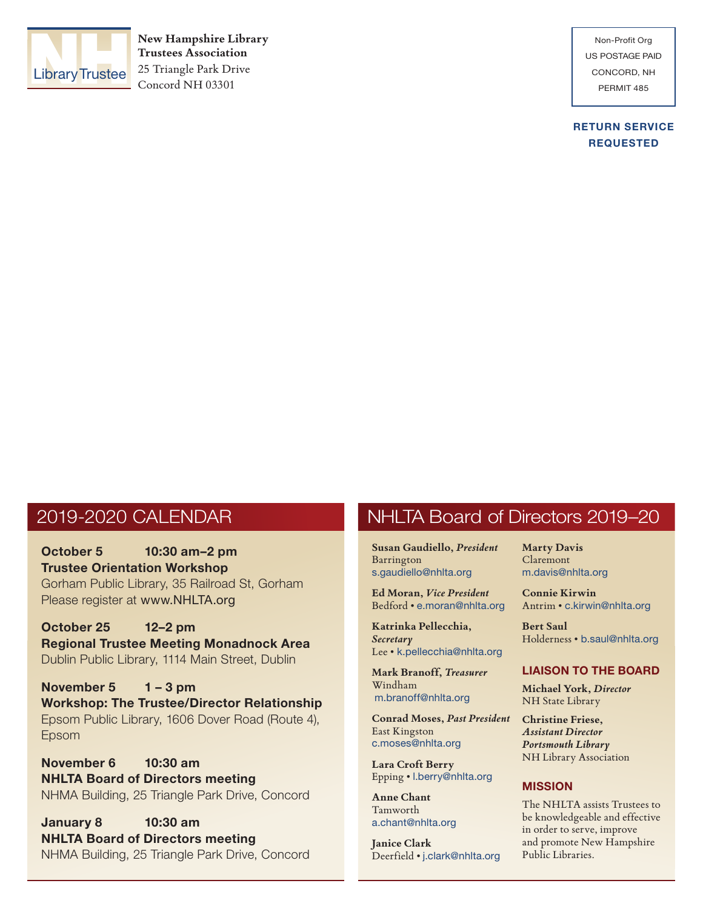**New Hampshire Library Trustees Association**
25 Triangle Park Drive
Concord NH 03301

Non-Profit Org
US POSTAGE PAID
CONCORD, NH
PERMIT 485

**RETURN SERVICE REQUESTED**

## 2019-2020 CALENDAR

**October 5 10:30 am–2 pm**
**Trustee Orientation Workshop**
Gorham Public Library, 35 Railroad St, Gorham
Please register at www.NHLTA.org

**October 25 12–2 pm**
**Regional Trustee Meeting Monadnock Area**
Dublin Public Library, 1114 Main Street, Dublin

**November 5 1 – 3 pm**
**Workshop: The Trustee/Director Relationship**
Epsom Public Library, 1606 Dover Road (Route 4), Epsom

**November 6 10:30 am**
**NHLTA Board of Directors meeting**
NHMA Building, 25 Triangle Park Drive, Concord

**January 8 10:30 am**
**NHLTA Board of Directors meeting**
NHMA Building, 25 Triangle Park Drive, Concord

## NHLTA Board of Directors 2019–20

**Susan Gaudiello, *President***
Barrington
s.gaudiello@nhlta.org

**Ed Moran, *Vice President***
Bedford • e.moran@nhlta.org

**Katrinka Pellecchia, *Secretary***
Lee • k.pellecchia@nhlta.org

**Mark Branoff, *Treasurer***
Windham
m.branoff@nhlta.org

**Conrad Moses, *Past President***
East Kingston
c.moses@nhlta.org

**Lara Croft Berry**
Epping • l.berry@nhlta.org

**Anne Chant**
Tamworth
a.chant@nhlta.org

**Janice Clark**
Deerfield • j.clark@nhlta.org

**Marty Davis**
Claremont
m.davis@nhlta.org

**Connie Kirwin**
Antrim • c.kirwin@nhlta.org

**Bert Saul**
Holderness • b.saul@nhlta.org

### LIAISON TO THE BOARD

**Michael York, *Director***
NH State Library

**Christine Friese, *Assistant Director Portsmouth Library***
NH Library Association

### MISSION

The NHLTA assists Trustees to be knowledgeable and effective in order to serve, improve and promote New Hampshire Public Libraries.